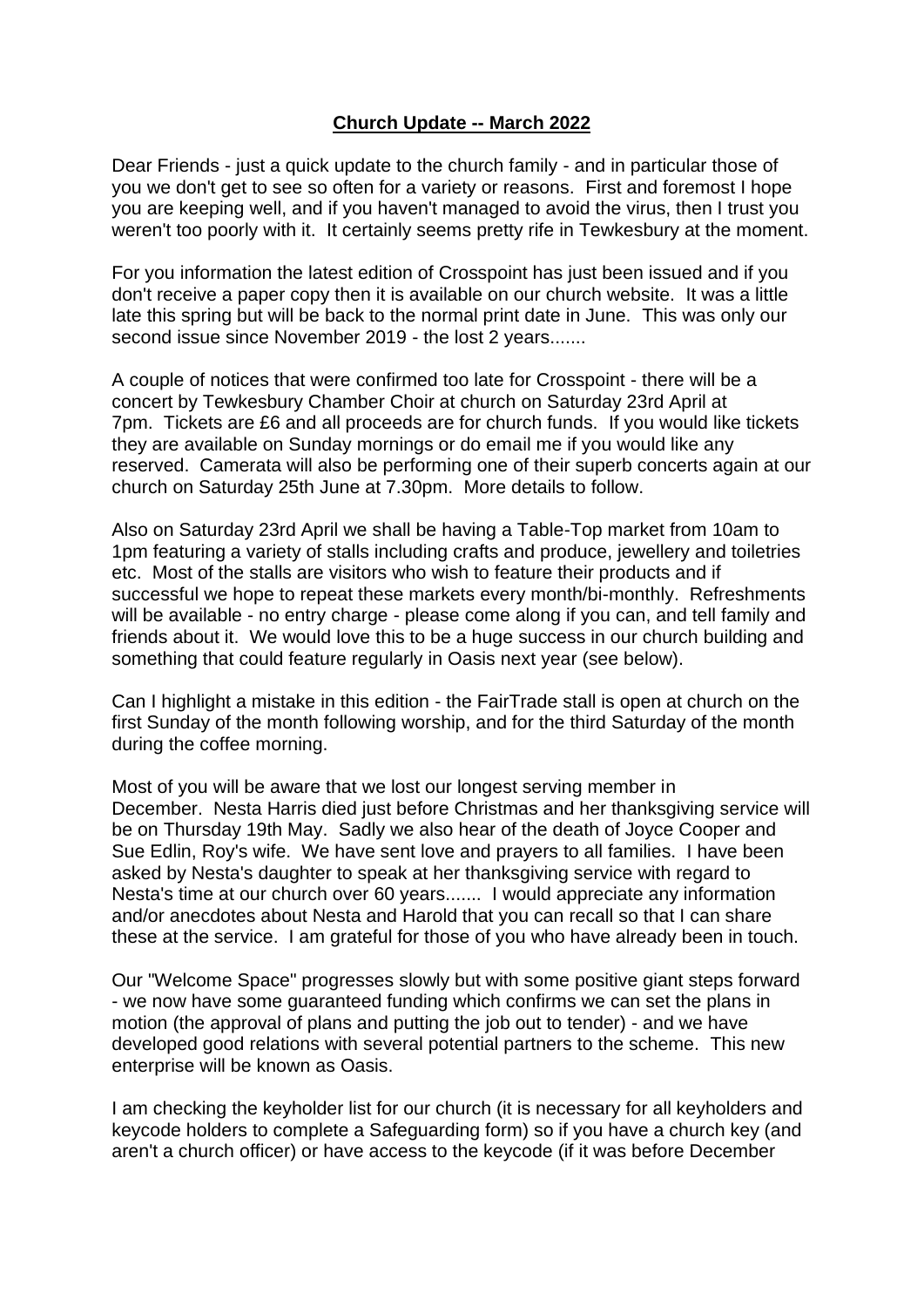# **Church Update -- March 2022**

Dear Friends - just a quick update to the church family - and in particular those of you we don't get to see so often for a variety or reasons. First and foremost I hope you are keeping well, and if you haven't managed to avoid the virus, then I trust you weren't too poorly with it. It certainly seems pretty rife in Tewkesbury at the moment.

For you information the latest edition of Crosspoint has just been issued and if you don't receive a paper copy then it is available on our church website. It was a little late this spring but will be back to the normal print date in June. This was only our second issue since November 2019 - the lost 2 years.......

A couple of notices that were confirmed too late for Crosspoint - there will be a concert by Tewkesbury Chamber Choir at church on Saturday 23rd April at 7pm. Tickets are £6 and all proceeds are for church funds. If you would like tickets they are available on Sunday mornings or do email me if you would like any reserved. Camerata will also be performing one of their superb concerts again at our church on Saturday 25th June at 7.30pm. More details to follow.

Also on Saturday 23rd April we shall be having a Table-Top market from 10am to 1pm featuring a variety of stalls including crafts and produce, jewellery and toiletries etc. Most of the stalls are visitors who wish to feature their products and if successful we hope to repeat these markets every month/bi-monthly. Refreshments will be available - no entry charge - please come along if you can, and tell family and friends about it. We would love this to be a huge success in our church building and something that could feature regularly in Oasis next year (see below).

Can I highlight a mistake in this edition - the FairTrade stall is open at church on the first Sunday of the month following worship, and for the third Saturday of the month during the coffee morning.

Most of you will be aware that we lost our longest serving member in December. Nesta Harris died just before Christmas and her thanksgiving service will be on Thursday 19th May. Sadly we also hear of the death of Joyce Cooper and Sue Edlin, Roy's wife. We have sent love and prayers to all families. I have been asked by Nesta's daughter to speak at her thanksgiving service with regard to Nesta's time at our church over 60 years....... I would appreciate any information and/or anecdotes about Nesta and Harold that you can recall so that I can share these at the service. I am grateful for those of you who have already been in touch.

Our "Welcome Space" progresses slowly but with some positive giant steps forward - we now have some guaranteed funding which confirms we can set the plans in motion (the approval of plans and putting the job out to tender) - and we have developed good relations with several potential partners to the scheme. This new enterprise will be known as Oasis.

I am checking the keyholder list for our church (it is necessary for all keyholders and keycode holders to complete a Safeguarding form) so if you have a church key (and aren't a church officer) or have access to the keycode (if it was before December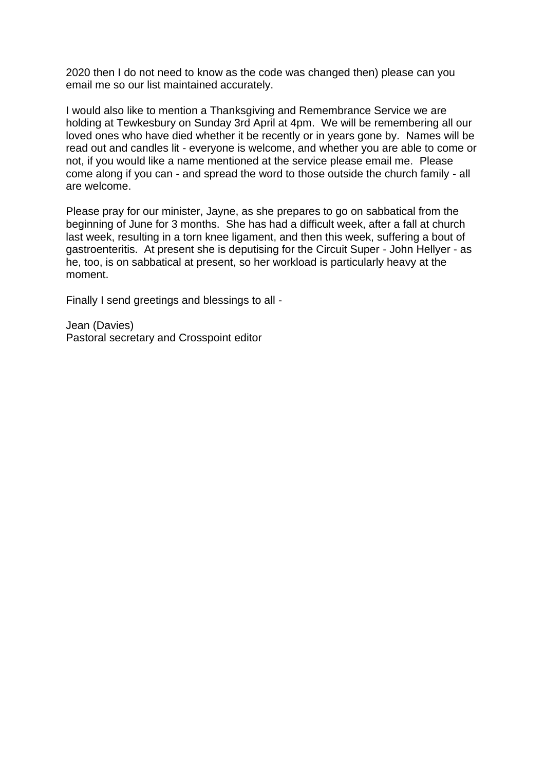2020 then I do not need to know as the code was changed then) please can you email me so our list maintained accurately.

I would also like to mention a Thanksgiving and Remembrance Service we are holding at Tewkesbury on Sunday 3rd April at 4pm. We will be remembering all our loved ones who have died whether it be recently or in years gone by. Names will be read out and candles lit - everyone is welcome, and whether you are able to come or not, if you would like a name mentioned at the service please email me. Please come along if you can - and spread the word to those outside the church family - all are welcome.

Please pray for our minister, Jayne, as she prepares to go on sabbatical from the beginning of June for 3 months. She has had a difficult week, after a fall at church last week, resulting in a torn knee ligament, and then this week, suffering a bout of gastroenteritis. At present she is deputising for the Circuit Super - John Hellyer - as he, too, is on sabbatical at present, so her workload is particularly heavy at the moment.

Finally I send greetings and blessings to all -

Jean (Davies)
Pastoral secretary and Crosspoint editor